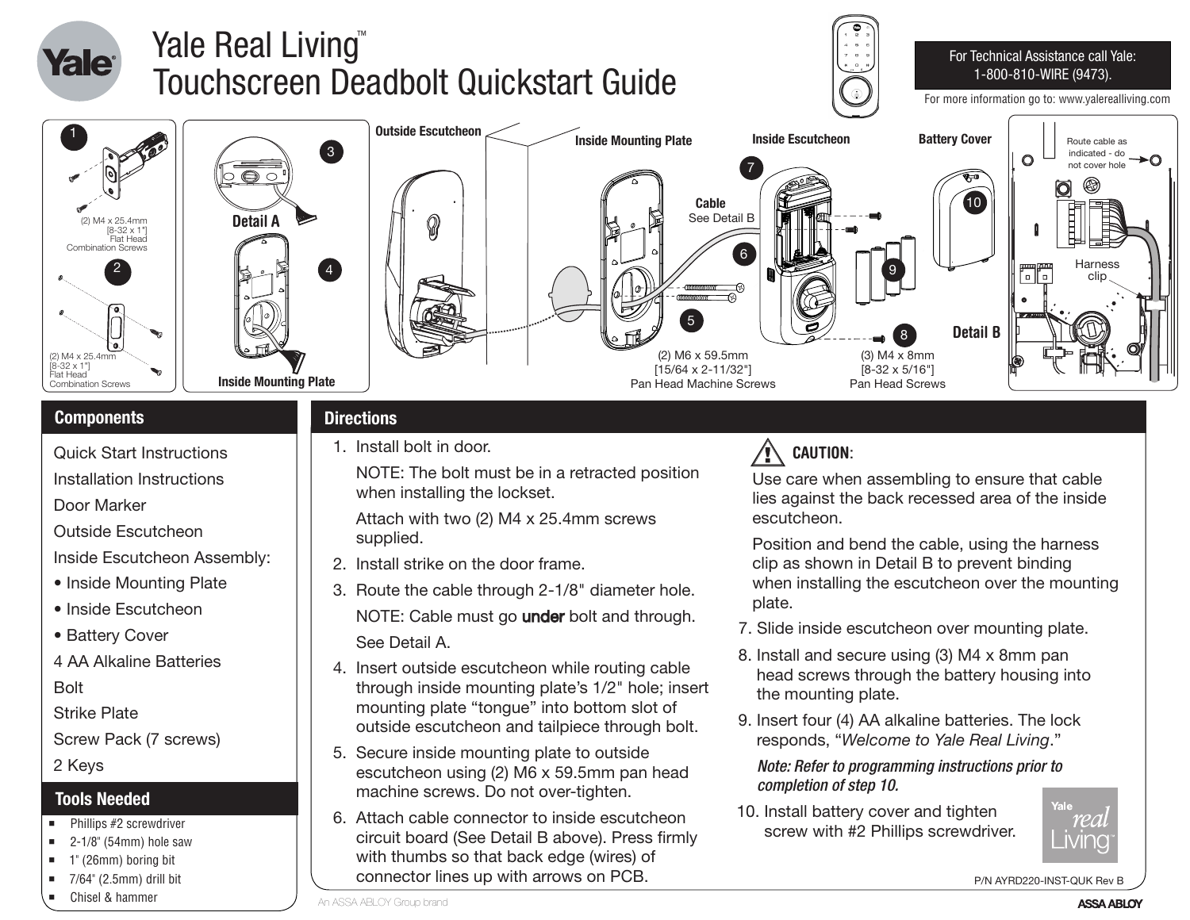# Yale Real Living™ Touchscreen Deadbolt Quickstart Guide

For Technical Assistance call Yale: 1-800-810-WIRE (9473).

For more information go to: www.yalerealliving.com

1 — (2) M4 x 25.4mm [8-32 x 1"] Flat Head Combination Screws

2 — (2) M4 x 25.4mm [8-32 x 1"] Flat Head Combination Screws

3 — Detail A

4 — Inside Mounting Plate

Outside Escutcheon

Inside Mounting Plate

Inside Escutcheon

Battery Cover

Cable — See Detail B

5 — (2) M6 x 59.5mm [15/64 x 2-11/32"] Pan Head Machine Screws

6

7

8 — (3) M4 x 8mm [8-32 x 5/16"] Pan Head Screws

9

10

Detail B — Route cable as indicated - do not cover hole; Harness clip

## Components

Quick Start Instructions

Installation Instructions

Door Marker

Outside Escutcheon

Inside Escutcheon Assembly:

- Inside Mounting Plate
- Inside Escutcheon
- Battery Cover

4 AA Alkaline Batteries

Bolt

Strike Plate

Screw Pack (7 screws)

2 Keys

## Tools Needed

- Phillips #2 screwdriver
- 2-1/8" (54mm) hole saw
- 1" (26mm) boring bit
- 7/64" (2.5mm) drill bit
- Chisel & hammer

## Directions

1. Install bolt in door.

   NOTE: The bolt must be in a retracted position when installing the lockset.

   Attach with two (2) M4 x 25.4mm screws supplied.

2. Install strike on the door frame.
3. Route the cable through 2-1/8" diameter hole.

   NOTE: Cable must go **under** bolt and through.

   See Detail A.

4. Insert outside escutcheon while routing cable through inside mounting plate's 1/2" hole; insert mounting plate "tongue" into bottom slot of outside escutcheon and tailpiece through bolt.
5. Secure inside mounting plate to outside escutcheon using (2) M6 x 59.5mm pan head machine screws. Do not over-tighten.
6. Attach cable connector to inside escutcheon circuit board (See Detail B above). Press firmly with thumbs so that back edge (wires) of connector lines up with arrows on PCB.

**CAUTION:**

Use care when assembling to ensure that cable lies against the back recessed area of the inside escutcheon.

Position and bend the cable, using the harness clip as shown in Detail B to prevent binding when installing the escutcheon over the mounting plate.

7. Slide inside escutcheon over mounting plate.
8. Install and secure using (3) M4 x 8mm pan head screws through the battery housing into the mounting plate.
9. Insert four (4) AA alkaline batteries. The lock responds, "*Welcome to Yale Real Living*."

   ***Note: Refer to programming instructions prior to completion of step 10.***

10. Install battery cover and tighten screw with #2 Phillips screwdriver.

P/N AYRD220-INST-QUK Rev B

An ASSA ABLOY Group brand

ASSA ABLOY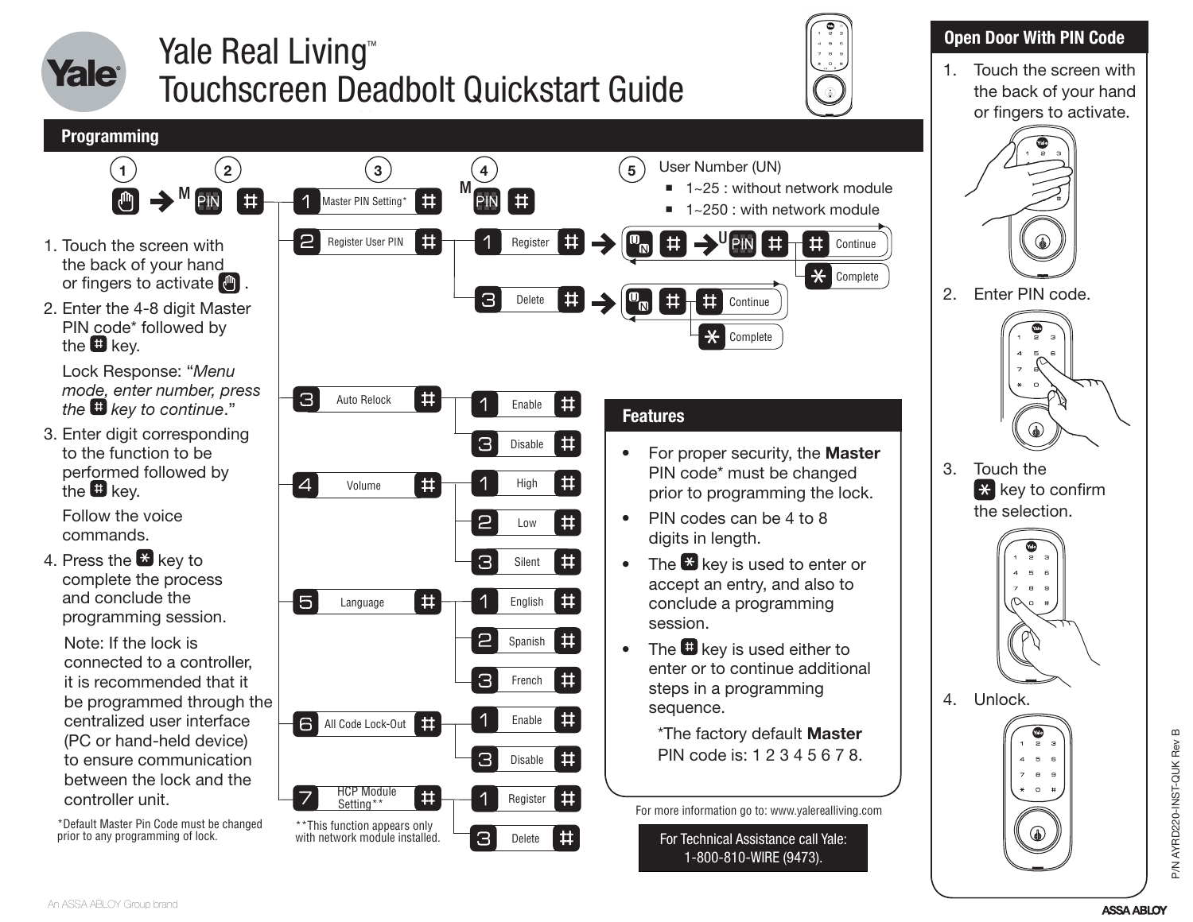# Yale Real Living™ Touchscreen Deadbolt Quickstart Guide

## Programming

1 → M PIN → #

2 (Enter Master PIN, #)

3 (Select function number, #)

4 M PIN #

5 User Number (UN)

- 1~25 : without network module
- 1~250 : with network module

1. Touch the screen with the back of your hand or fingers to activate.
2. Enter the 4-8 digit Master PIN code* followed by the # key.

   Lock Response: "*Menu mode, enter number, press the # key to continue*."
3. Enter digit corresponding to the function to be performed followed by the # key.

   Follow the voice commands.
4. Press the * key to complete the process and conclude the programming session.

   Note: If the lock is connected to a controller, it is recommended that it be programmed through the centralized user interface (PC or hand-held device) to ensure communication between the lock and the controller unit.

*Default Master Pin Code must be changed prior to any programming of lock.

| Function | | Option | |
|---|---|---|---|
| 1 Master PIN Setting* # | | | |
| 2 Register User PIN # | | 1 Register # | → UN # → U PIN # → # Continue / * Complete |
| | | 3 Delete # | → UN # → # Continue / * Complete |
| 3 Auto Relock # | | 1 Enable # | |
| | | 3 Disable # | |
| 4 Volume # | | 1 High # | |
| | | 2 Low # | |
| | | 3 Silent # | |
| 5 Language # | | 1 English # | |
| | | 2 Spanish # | |
| | | 3 French # | |
| 6 All Code Lock-Out # | | 1 Enable # | |
| | | 3 Disable # | |
| 7 HCP Module Setting** # | | 1 Register # | |
| | | 3 Delete # | |

**This function appears only with network module installed.

## Features

- For proper security, the **Master** PIN code* must be changed prior to programming the lock.
- PIN codes can be 4 to 8 digits in length.
- The * key is used to enter or accept an entry, and also to conclude a programming session.
- The # key is used either to enter or to continue additional steps in a programming sequence.

  *The factory default **Master** PIN code is: 1 2 3 4 5 6 7 8.

For more information go to: www.yalerealliving.com

For Technical Assistance call Yale: 1-800-810-WIRE (9473).

## Open Door With PIN Code

1. Touch the screen with the back of your hand or fingers to activate.
2. Enter PIN code.
3. Touch the * key to confirm the selection.
4. Unlock.

P/N AYRD220-INST-QUK Rev B

An ASSA ABLOY Group brand

ASSA ABLOY